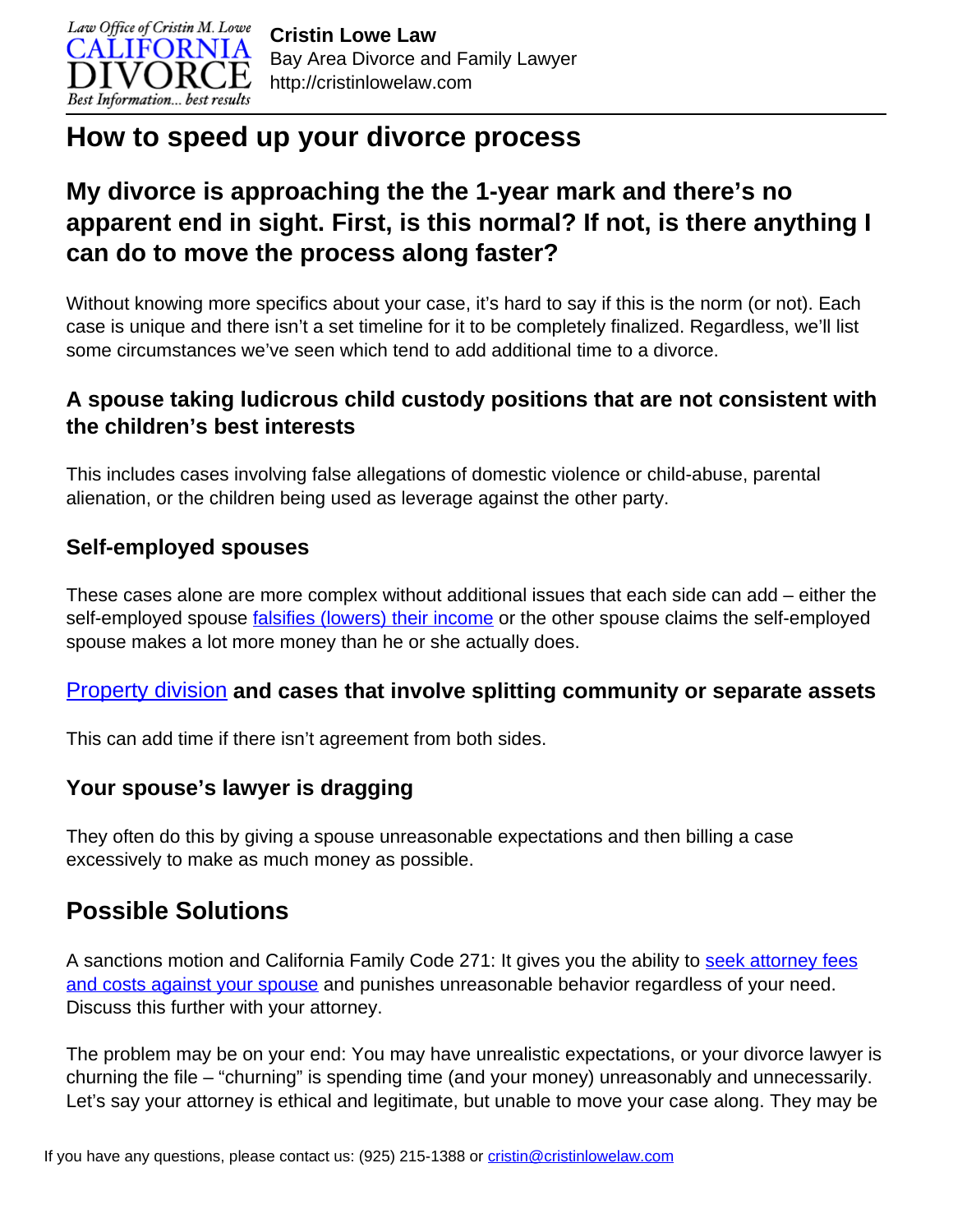**Cristin Lowe Law**
Bay Area Divorce and Family Lawyer
http://cristinlowelaw.com

# How to speed up your divorce process

## My divorce is approaching the the 1-year mark and there's no apparent end in sight. First, is this normal? If not, is there anything I can do to move the process along faster?

Without knowing more specifics about your case, it's hard to say if this is the norm (or not). Each case is unique and there isn't a set timeline for it to be completely finalized. Regardless, we'll list some circumstances we've seen which tend to add additional time to a divorce.

### A spouse taking ludicrous child custody positions that are not consistent with the children's best interests

This includes cases involving false allegations of domestic violence or child-abuse, parental alienation, or the children being used as leverage against the other party.

### Self-employed spouses

These cases alone are more complex without additional issues that each side can add – either the self-employed spouse falsifies (lowers) their income or the other spouse claims the self-employed spouse makes a lot more money than he or she actually does.

### Property division and cases that involve splitting community or separate assets

This can add time if there isn't agreement from both sides.

### Your spouse's lawyer is dragging

They often do this by giving a spouse unreasonable expectations and then billing a case excessively to make as much money as possible.

## Possible Solutions

A sanctions motion and California Family Code 271: It gives you the ability to seek attorney fees and costs against your spouse and punishes unreasonable behavior regardless of your need. Discuss this further with your attorney.

The problem may be on your end: You may have unrealistic expectations, or your divorce lawyer is churning the file – "churning" is spending time (and your money) unreasonably and unnecessarily. Let's say your attorney is ethical and legitimate, but unable to move your case along. They may be

If you have any questions, please contact us: (925) 215-1388 or cristin@cristinlowelaw.com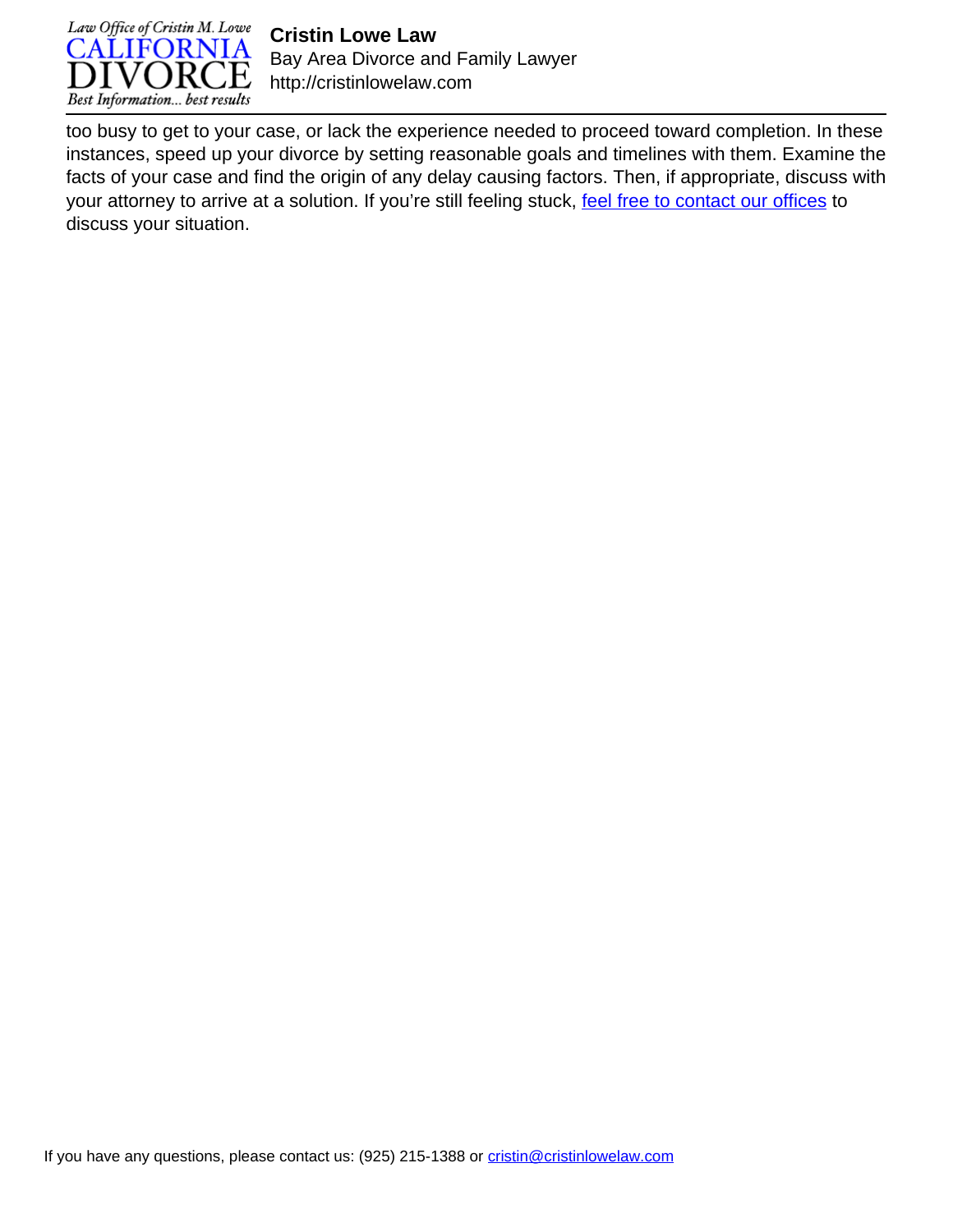too busy to get to your case, or lack the experience needed to proceed toward completion. In these instances, speed up your divorce by setting reasonable goals and timelines with them. Examine the facts of your case and find the origin of any delay causing factors. Then, if appropriate, discuss with your attorney to arrive at a solution. If you're still feeling stuck, feel free to contact our offices to discuss your situation.